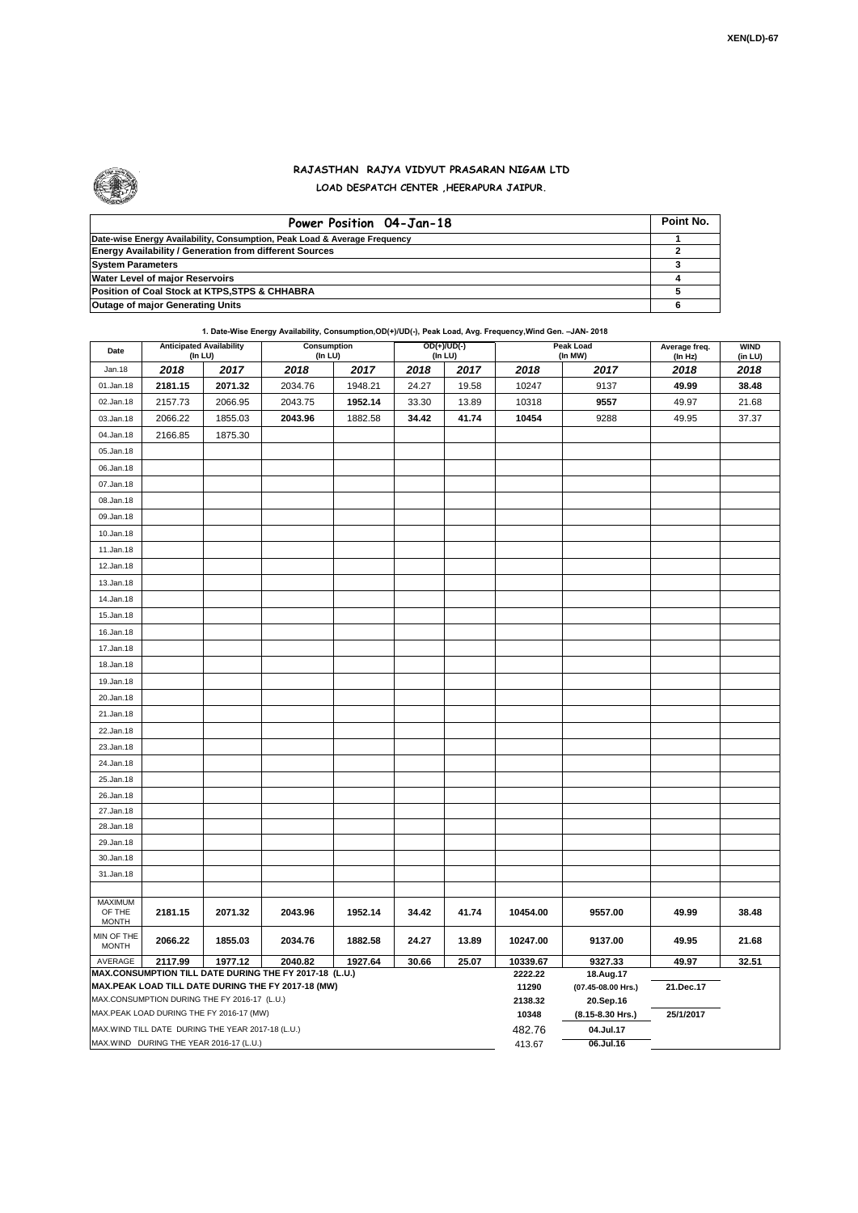XEN(LD)-67

# RAJASTHAN RAJYA VIDYUT PRASARAN NIGAM LTD

## LOAD DESPATCH CENTER ,HEERAPURA JAIPUR.

| Power Position 04-Jan-18 | Point No. |
|---|---|
| Date-wise Energy Availability, Consumption, Peak Load & Average Frequency | 1 |
| Energy Availability / Generation from different Sources | 2 |
| System Parameters | 3 |
| Water Level of major Reservoirs | 4 |
| Position of Coal Stock at KTPS,STPS & CHHABRA | 5 |
| Outage of major Generating Units | 6 |

**1. Date-Wise Energy Availability, Consumption,OD(+)/UD(-), Peak Load, Avg. Frequency,Wind Gen. –JAN- 2018**

| Date | Anticipated Availability (In LU) | | Consumption (In LU) | | OD(+)/UD(-) (In LU) | | Peak Load (In MW) | | Average freq. (In Hz) | WIND (in LU) |
|---|---|---|---|---|---|---|---|---|---|---|
| Jan.18 | 2018 | 2017 | 2018 | 2017 | 2018 | 2017 | 2018 | 2017 | 2018 | 2018 |
| 01.Jan.18 | 2181.15 | 2071.32 | 2034.76 | 1948.21 | 24.27 | 19.58 | 10247 | 9137 | 49.99 | 38.48 |
| 02.Jan.18 | 2157.73 | 2066.95 | 2043.75 | 1952.14 | 33.30 | 13.89 | 10318 | 9557 | 49.97 | 21.68 |
| 03.Jan.18 | 2066.22 | 1855.03 | 2043.96 | 1882.58 | 34.42 | 41.74 | 10454 | 9288 | 49.95 | 37.37 |
| 04.Jan.18 | 2166.85 | 1875.30 | | | | | | | | |
| 05.Jan.18 | | | | | | | | | | |
| 06.Jan.18 | | | | | | | | | | |
| 07.Jan.18 | | | | | | | | | | |
| 08.Jan.18 | | | | | | | | | | |
| 09.Jan.18 | | | | | | | | | | |
| 10.Jan.18 | | | | | | | | | | |
| 11.Jan.18 | | | | | | | | | | |
| 12.Jan.18 | | | | | | | | | | |
| 13.Jan.18 | | | | | | | | | | |
| 14.Jan.18 | | | | | | | | | | |
| 15.Jan.18 | | | | | | | | | | |
| 16.Jan.18 | | | | | | | | | | |
| 17.Jan.18 | | | | | | | | | | |
| 18.Jan.18 | | | | | | | | | | |
| 19.Jan.18 | | | | | | | | | | |
| 20.Jan.18 | | | | | | | | | | |
| 21.Jan.18 | | | | | | | | | | |
| 22.Jan.18 | | | | | | | | | | |
| 23.Jan.18 | | | | | | | | | | |
| 24.Jan.18 | | | | | | | | | | |
| 25.Jan.18 | | | | | | | | | | |
| 26.Jan.18 | | | | | | | | | | |
| 27.Jan.18 | | | | | | | | | | |
| 28.Jan.18 | | | | | | | | | | |
| 29.Jan.18 | | | | | | | | | | |
| 30.Jan.18 | | | | | | | | | | |
| 31.Jan.18 | | | | | | | | | | |
| MAXIMUM OF THE MONTH | 2181.15 | 2071.32 | 2043.96 | 1952.14 | 34.42 | 41.74 | 10454.00 | 9557.00 | 49.99 | 38.48 |
| MIN OF THE MONTH | 2066.22 | 1855.03 | 2034.76 | 1882.58 | 24.27 | 13.89 | 10247.00 | 9137.00 | 49.95 | 21.68 |
| AVERAGE | 2117.99 | 1977.12 | 2040.82 | 1927.64 | 30.66 | 25.07 | 10339.67 | 9327.33 | 49.97 | 32.51 |
| MAX.CONSUMPTION TILL DATE DURING THE FY 2017-18 (L.U.) | | | | | | | 2222.22 | 18.Aug.17 | | |
| MAX.PEAK LOAD TILL DATE DURING THE FY 2017-18 (MW) | | | | | | | 11290 | (07.45-08.00 Hrs.) | 21.Dec.17 | |
| MAX.CONSUMPTION DURING THE FY 2016-17 (L.U.) | | | | | | | 2138.32 | 20.Sep.16 | | |
| MAX.PEAK LOAD DURING THE FY 2016-17 (MW) | | | | | | | 10348 | (8.15-8.30 Hrs.) | 25/1/2017 | |
| MAX.WIND TILL DATE DURING THE YEAR 2017-18 (L.U.) | | | | | | | 482.76 | 04.Jul.17 | | |
| MAX.WIND DURING THE YEAR 2016-17 (L.U.) | | | | | | | 413.67 | 06.Jul.16 | | |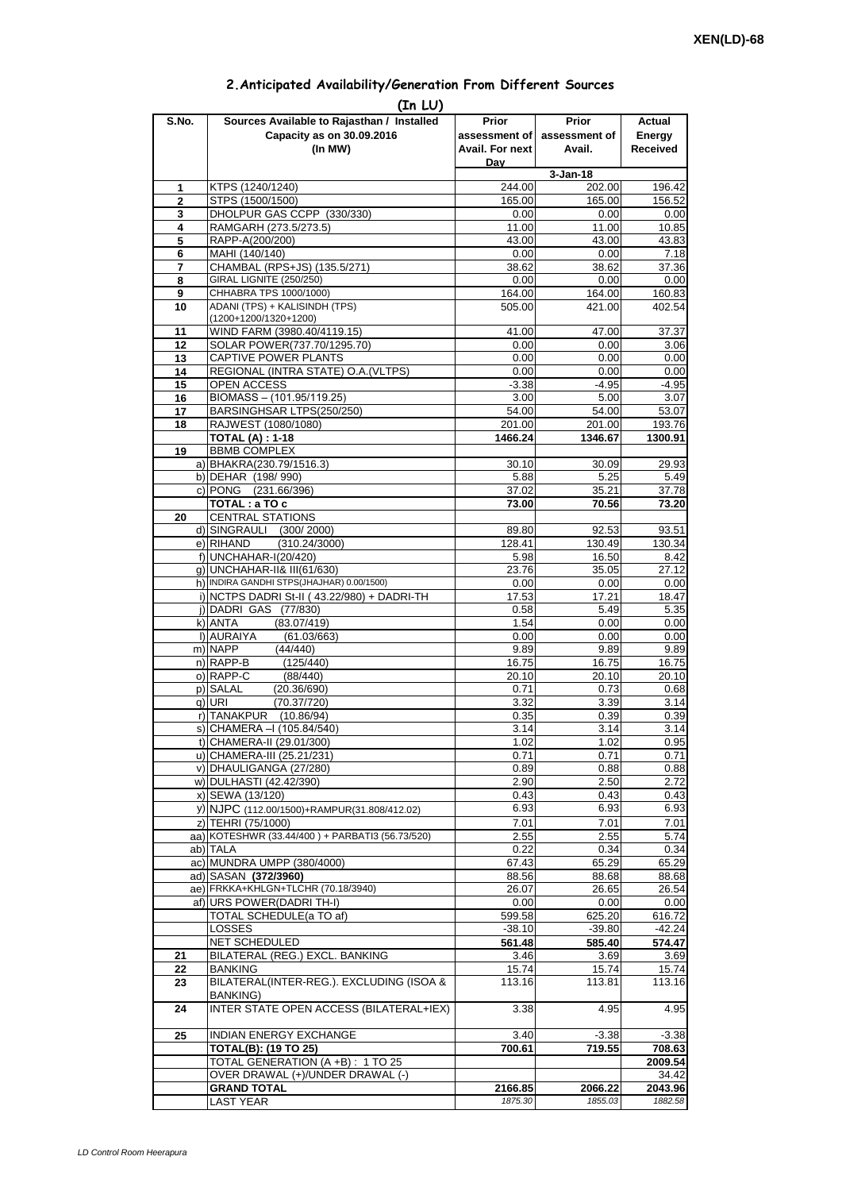# 2.Anticipated Availability/Generation From Different Sources

(In LU)

| S.No. | Sources Available to Rajasthan / Installed Capacity as on 30.09.2016 (In MW) | Prior assessment of Avail. For next Day | Prior assessment of Avail. | Actual Energy Received |
|---|---|---|---|---|
| | | | 3-Jan-18 | |
| 1 | KTPS (1240/1240) | 244.00 | 202.00 | 196.42 |
| 2 | STPS (1500/1500) | 165.00 | 165.00 | 156.52 |
| 3 | DHOLPUR GAS CCPP (330/330) | 0.00 | 0.00 | 0.00 |
| 4 | RAMGARH (273.5/273.5) | 11.00 | 11.00 | 10.85 |
| 5 | RAPP-A(200/200) | 43.00 | 43.00 | 43.83 |
| 6 | MAHI (140/140) | 0.00 | 0.00 | 7.18 |
| 7 | CHAMBAL (RPS+JS) (135.5/271) | 38.62 | 38.62 | 37.36 |
| 8 | GIRAL LIGNITE (250/250) | 0.00 | 0.00 | 0.00 |
| 9 | CHHABRA TPS 1000/1000) | 164.00 | 164.00 | 160.83 |
| 10 | ADANI (TPS) + KALISINDH (TPS) (1200+1200/1320+1200) | 505.00 | 421.00 | 402.54 |
| 11 | WIND FARM (3980.40/4119.15) | 41.00 | 47.00 | 37.37 |
| 12 | SOLAR POWER(737.70/1295.70) | 0.00 | 0.00 | 3.06 |
| 13 | CAPTIVE POWER PLANTS | 0.00 | 0.00 | 0.00 |
| 14 | REGIONAL (INTRA STATE) O.A.(VLTPS) | 0.00 | 0.00 | 0.00 |
| 15 | OPEN ACCESS | -3.38 | -4.95 | -4.95 |
| 16 | BIOMASS – (101.95/119.25) | 3.00 | 5.00 | 3.07 |
| 17 | BARSINGHSAR LTPS(250/250) | 54.00 | 54.00 | 53.07 |
| 18 | RAJWEST (1080/1080) | 201.00 | 201.00 | 193.76 |
| | **TOTAL (A) : 1-18** | **1466.24** | **1346.67** | **1300.91** |
| 19 | BBMB COMPLEX | | | |
| | a) BHAKRA(230.79/1516.3) | 30.10 | 30.09 | 29.93 |
| | b) DEHAR (198/ 990) | 5.88 | 5.25 | 5.49 |
| | c) PONG (231.66/396) | 37.02 | 35.21 | 37.78 |
| | **TOTAL : a TO c** | **73.00** | **70.56** | **73.20** |
| 20 | CENTRAL STATIONS | | | |
| | d) SINGRAULI (300/ 2000) | 89.80 | 92.53 | 93.51 |
| | e) RIHAND (310.24/3000) | 128.41 | 130.49 | 130.34 |
| | f) UNCHAHAR-I(20/420) | 5.98 | 16.50 | 8.42 |
| | g) UNCHAHAR-II& III(61/630) | 23.76 | 35.05 | 27.12 |
| | h) INDIRA GANDHI STPS(JHAJHAR) 0.00/1500) | 0.00 | 0.00 | 0.00 |
| | i) NCTPS DADRI St-II ( 43.22/980) + DADRI-TH | 17.53 | 17.21 | 18.47 |
| | j) DADRI GAS (77/830) | 0.58 | 5.49 | 5.35 |
| | k) ANTA (83.07/419) | 1.54 | 0.00 | 0.00 |
| | l) AURAIYA (61.03/663) | 0.00 | 0.00 | 0.00 |
| | m) NAPP (44/440) | 9.89 | 9.89 | 9.89 |
| | n) RAPP-B (125/440) | 16.75 | 16.75 | 16.75 |
| | o) RAPP-C (88/440) | 20.10 | 20.10 | 20.10 |
| | p) SALAL (20.36/690) | 0.71 | 0.73 | 0.68 |
| | q) URI (70.37/720) | 3.32 | 3.39 | 3.14 |
| | r) TANAKPUR (10.86/94) | 0.35 | 0.39 | 0.39 |
| | s) CHAMERA –I (105.84/540) | 3.14 | 3.14 | 3.14 |
| | t) CHAMERA-II (29.01/300) | 1.02 | 1.02 | 0.95 |
| | u) CHAMERA-III (25.21/231) | 0.71 | 0.71 | 0.71 |
| | v) DHAULIGANGA (27/280) | 0.89 | 0.88 | 0.88 |
| | w) DULHASTI (42.42/390) | 2.90 | 2.50 | 2.72 |
| | x) SEWA (13/120) | 0.43 | 0.43 | 0.43 |
| | y) NJPC (112.00/1500)+RAMPUR(31.808/412.02) | 6.93 | 6.93 | 6.93 |
| | z) TEHRI (75/1000) | 7.01 | 7.01 | 7.01 |
| | aa) KOTESHWR (33.44/400 ) + PARBATI3 (56.73/520) | 2.55 | 2.55 | 5.74 |
| | ab) TALA | 0.22 | 0.34 | 0.34 |
| | ac) MUNDRA UMPP (380/4000) | 67.43 | 65.29 | 65.29 |
| | ad) SASAN **(372/3960)** | 88.56 | 88.68 | 88.68 |
| | ae) FRKKA+KHLGN+TLCHR (70.18/3940) | 26.07 | 26.65 | 26.54 |
| | af) URS POWER(DADRI TH-I) | 0.00 | 0.00 | 0.00 |
| | TOTAL SCHEDULE(a TO af) | 599.58 | 625.20 | 616.72 |
| | LOSSES | -38.10 | -39.80 | -42.24 |
| | NET SCHEDULED | **561.48** | **585.40** | **574.47** |
| 21 | BILATERAL (REG.) EXCL. BANKING | 3.46 | 3.69 | 3.69 |
| 22 | BANKING | 15.74 | 15.74 | 15.74 |
| 23 | BILATERAL(INTER-REG.). EXCLUDING (ISOA & BANKING) | 113.16 | 113.81 | 113.16 |
| 24 | INTER STATE OPEN ACCESS (BILATERAL+IEX) | 3.38 | 4.95 | 4.95 |
| 25 | INDIAN ENERGY EXCHANGE | 3.40 | -3.38 | -3.38 |
| | **TOTAL(B): (19 TO 25)** | **700.61** | **719.55** | **708.63** |
| | TOTAL GENERATION (A +B) : 1 TO 25 | | | **2009.54** |
| | OVER DRAWAL (+)/UNDER DRAWAL (-) | | | 34.42 |
| | **GRAND TOTAL** | **2166.85** | **2066.22** | **2043.96** |
| | LAST YEAR | *1875.30* | *1855.03* | *1882.58* |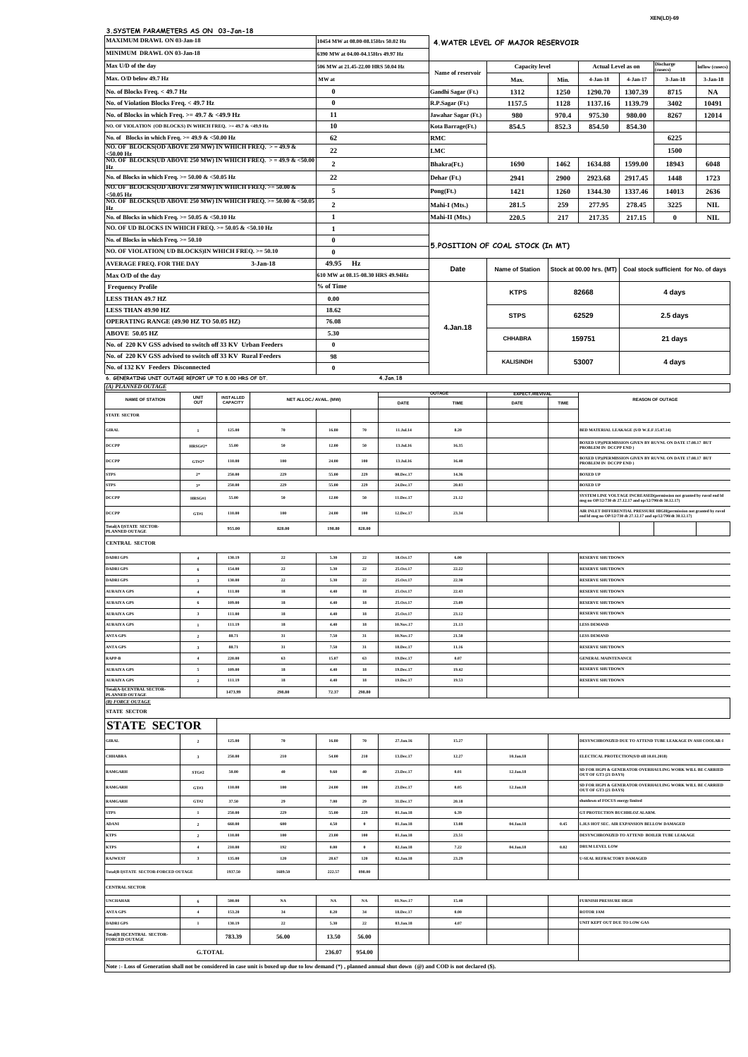XEN(LD)-69

## 3.SYSTEM PARAMETERS AS ON 03-Jan-18

| | |
|---|---|
| MAXIMUM DRAWL ON 03-Jan-18 | 10454 MW at 08.00-08.15Hrs 50.02 Hz |
| MINIMUM DRAWL ON 03-Jan-18 | 6390 MW at 04.00-04.15Hrs 49.97 Hz |
| Max U/D of the day | 506 MW at 21.45-22.00 HRS 50.04 Hz |
| Max. O/D below 49.7 Hz | MW at |
| No. of Blocks Freq. < 49.7 Hz | 0 |
| No. of Violation Blocks Freq. < 49.7 Hz | 0 |
| No. of Blocks in which Freq. >= 49.7 & <49.9 Hz | 11 |
| NO. OF VIOLATION (OD BLOCKS) IN WHICH FREQ. >= 49.7 & <49.9 Hz | 10 |
| No. of Blocks in which Freq. >= 49.9 & <50.00 Hz | 62 |
| NO. OF BLOCKS(OD ABOVE 250 MW) IN WHICH FREQ. > = 49.9 & <50.00 Hz | 22 |
| NO. OF BLOCKS(UD ABOVE 250 MW) IN WHICH FREQ. > = 49.9 & <50.00 Hz | 2 |
| No. of Blocks in which Freq. >= 50.00 & <50.05 Hz | 22 |
| NO. OF BLOCKS(OD ABOVE 250 MW) IN WHICH FREQ. >= 50.00 & <50.05 Hz | 5 |
| NO. OF BLOCKS(UD ABOVE 250 MW) IN WHICH FREQ. >= 50.00 & <50.05 Hz | 2 |
| No. of Blocks in which Freq. >= 50.05 & <50.10 Hz | 1 |
| NO. OF UD BLOCKS IN WHICH FREQ. >= 50.05 & <50.10 Hz | 1 |
| No. of Blocks in which Freq. >= 50.10 | 0 |
| NO. OF VIOLATION( UD BLOCKS)IN WHICH FREQ. >= 50.10 | 0 |
| AVERAGE FREQ. FOR THE DAY 3-Jan-18 | 49.95 Hz |
| Max O/D of the day | 610 MW at 08.15-08.30 HRS 49.94Hz |
| Frequency Profile | % of Time |
| LESS THAN 49.7 HZ | 0.00 |
| LESS THAN 49.90 HZ | 18.62 |
| OPERATING RANGE (49.90 HZ TO 50.05 HZ) | 76.08 |
| ABOVE 50.05 HZ | 5.30 |
| No. of 220 KV GSS advised to switch off 33 KV Urban Feeders | 0 |
| No. of 220 KV GSS advised to switch off 33 KV Rural Feeders | 98 |
| No. of 132 KV Feeders Disconnected | 0 |

## 4.WATER LEVEL OF MAJOR RESERVOIR

| Name of reservoir | Capacity level | | Actual Level as on | | Discharge (cusecs) | Inflow (cusecs) |
|---|---|---|---|---|---|---|
| | Max. | Min. | 4-Jan-18 | 4-Jan-17 | 3-Jan-18 | 3-Jan-18 |
| Gandhi Sagar (Ft.) | 1312 | 1250 | 1290.70 | 1307.39 | 8715 | NA |
| R.P.Sagar (Ft.) | 1157.5 | 1128 | 1137.16 | 1139.79 | 3402 | 10491 |
| Jawahar Sagar (Ft.) | 980 | 970.4 | 975.30 | 980.00 | 8267 | 12014 |
| Kota Barrage(Ft.) | 854.5 | 852.3 | 854.50 | 854.30 | | |
| RMC | | | | | 6225 | |
| LMC | | | | | 1500 | |
| Bhakra(Ft.) | 1690 | 1462 | 1634.88 | 1599.00 | 18943 | 6048 |
| Dehar (Ft.) | 2941 | 2900 | 2923.68 | 2917.45 | 1448 | 1723 |
| Pong(Ft.) | 1421 | 1260 | 1344.30 | 1337.46 | 14013 | 2636 |
| Mahi-I (Mts.) | 281.5 | 259 | 277.95 | 278.45 | 3225 | NIL |
| Mahi-II (Mts.) | 220.5 | 217 | 217.35 | 217.15 | 0 | NIL |

## 5.POSITION OF COAL STOCK (In MT)

| Date | Name of Station | Stock at 00.00 hrs. (MT) | Coal stock sufficient for No. of days |
|---|---|---|---|
| 4.Jan.18 | KTPS | 82668 | 4 days |
| | STPS | 62529 | 2.5 days |
| | CHHABRA | 159751 | 21 days |
| | KALISINDH | 53007 | 4 days |

## 6. GENERATING UNIT OUTAGE REPORT UP TO 8.00 HRS OF DT. 4.Jan.18

*(A) PLANNED OUTAGE*

| NAME OF STATION | UNIT OUT | INSTALLED CAPACITY | NET ALLOC./ AVAIL. (MW) | | | OUTAGE DATE | OUTAGE TIME | EXPECT./REVIVAL DATE | TIME | REASON OF OUTAGE |
|---|---|---|---|---|---|---|---|---|---|---|
| STATE SECTOR | | | | | | | | | | |
| GIRAL | 1 | 125.00 | 70 | 16.80 | 70 | 11.Jul.14 | 8.20 | | | BED MATERIAL LEAKAGE (S/D W.E.F.15.07.14) |
| DCCPP | HRSG#2* | 55.00 | 50 | 12.00 | 50 | 13.Jul.16 | 16.35 | | | BOXED UP(PERMISSION GIVEN BY RUVNL ON DATE 17.08.17 BUT PROBLEM IN DCCPP END ) |
| DCCPP | GT#2* | 110.00 | 100 | 24.00 | 100 | 13.Jul.16 | 16.40 | | | BOXED UP(PERMISSION GIVEN BY RUVNL ON DATE 17.08.17 BUT PROBLEM IN DCCPP END ) |
| STPS | 2* | 250.00 | 229 | 55.00 | 229 | 08.Dec.17 | 14.36 | | | BOXED UP |
| STPS | 3* | 250.00 | 229 | 55.00 | 229 | 24.Dec.17 | 20.03 | | | BOXED UP |
| DCCPP | HRSG#1 | 55.00 | 50 | 12.00 | 50 | 11.Dec.17 | 21.12 | | | SYSTEM LINE VOLTAGE INCREASED(permission not granted by ruvnl end Id msg no OP/12/730 dt 27.12.17 and op/12/790/dt 30.12.17) |
| DCCPP | GT#1 | 110.00 | 100 | 24.00 | 100 | 12.Dec.17 | 23.34 | | | AIR INLET DIFFERENTIAL PRESSURE HIGH(permission not granted by ruvnl end Id msg no OP/12/730 dt 27.12.17 and op/12/790/dt 30.12.17) |
| Total(A I)STATE SECTOR-PLANNED OUTAGE | | 955.00 | 828.00 | 198.80 | 828.00 | | | | | |
| CENTRAL SECTOR | | | | | | | | | | |
| DADRI GPS | 4 | 130.19 | 22 | 5.30 | 22 | 18.Oct.17 | 6.00 | | | RESERVE SHUTDOWN |
| DADRI GPS | 6 | 154.00 | 22 | 5.30 | 22 | 25.Oct.17 | 22.22 | | | RESERVE SHUTDOWN |
| DADRI GPS | 3 | 130.00 | 22 | 5.30 | 22 | 25.Oct.17 | 22.30 | | | RESERVE SHUTDOWN |
| AURAIYA GPS | 4 | 111.00 | 18 | 4.40 | 18 | 25.Oct.17 | 22.43 | | | RESERVE SHUTDOWN |
| AURAIYA GPS | 6 | 109.00 | 18 | 4.40 | 18 | 25.Oct.17 | 23.09 | | | RESERVE SHUTDOWN |
| AURAIYA GPS | 3 | 111.00 | 18 | 4.40 | 18 | 25.Oct.17 | 23.12 | | | RESERVE SHUTDOWN |
| AURAIYA GPS | 1 | 111.19 | 18 | 4.40 | 18 | 10.Nov.17 | 21.13 | | | LESS DEMAND |
| ANTA GPS | 2 | 88.71 | 31 | 7.50 | 31 | 10.Nov.17 | 21.50 | | | LESS DEMAND |
| ANTA GPS | 3 | 88.71 | 31 | 7.50 | 31 | 18.Dec.17 | 11.16 | | | RESERVE SHUTDOWN |
| RAPP-B | 4 | 220.00 | 63 | 15.07 | 63 | 19.Dec.17 | 0.07 | | | GENERAL MAINTENANCE |
| AURAIYA GPS | 5 | 109.00 | 18 | 4.40 | 18 | 19.Dec.17 | 19.42 | | | RESERVE SHUTDOWN |
| AURAIYA GPS | 2 | 111.19 | 18 | 4.40 | 18 | 19.Dec.17 | 19.53 | | | RESERVE SHUTDOWN |
| Total(A-I)CENTRAL SECTOR-PLANNED OUTAGE | | 1473.99 | 298.00 | 72.37 | 298.00 | | | | | |

*(B) FORCE OUTAGE*

STATE SECTOR

| NAME OF STATION | UNIT OUT | INSTALLED CAPACITY | NET ALLOC./ AVAIL. (MW) | | | OUTAGE DATE | OUTAGE TIME | EXPECT./REVIVAL DATE | TIME | REASON OF OUTAGE |
|---|---|---|---|---|---|---|---|---|---|---|
| **STATE SECTOR** | | | | | | | | | | |
| GIRAL | 2 | 125.00 | 70 | 16.80 | 70 | 27.Jan.16 | 15.27 | | | DESYNCHRONIZED DUE TO ATTEND TUBE LEAKAGE IN ASH COOLAR-I |
| CHHABRA | 3 | 250.00 | 210 | 54.00 | 210 | 13.Dec.17 | 12.27 | 10.Jan.18 | | ELECTICAL PROTECTION(S/D till 10.01.2018) |
| RAMGARH | STG#2 | 50.00 | 40 | 9.60 | 40 | 23.Dec.17 | 0.01 | 12.Jan.18 | | SD FOR HGPI & GENERATOR OVERHAULING WORK WILL BE CARRIED OUT OF GT3 (21 DAYS) |
| RAMGARH | GT#3 | 110.00 | 100 | 24.00 | 100 | 23.Dec.17 | 0.05 | 12.Jan.18 | | SD FOR HGPI & GENERATOR OVERHAULING WORK WILL BE CARRIED OUT OF GT3 (21 DAYS) |
| RAMGARH | GT#2 | 37.50 | 29 | 7.00 | 29 | 31.Dec.17 | 20.18 | | | shutdown of FOCUS energy limited |
| STPS | 1 | 250.00 | 229 | 55.00 | 229 | 01.Jan.18 | 6.39 | | | GT PROTECTION BUCHHLOZ ALARM. |
| ADANI | 2 | 660.00 | 600 | 4.50 | 0 | 01.Jan.18 | 13.08 | 04.Jan.18 | 0.45 | L.H.S HOT SEC. AIR EXPANSION BELLOW DAMAGED |
| KTPS | 2 | 110.00 | 100 | 23.00 | 100 | 01.Jan.18 | 23.51 | | | DESYNCHRONIZED TO ATTEND BOILER TUBE LEAKAGE |
| KTPS | 4 | 210.00 | 192 | 0.00 | 0 | 02.Jan.18 | 7.22 | 04.Jan.18 | 0.02 | DRUM LEVEL LOW |
| RAJWEST | 3 | 135.00 | 120 | 28.67 | 120 | 02.Jan.18 | 23.29 | | | U-SEAL REFRACTORY DAMAGED |
| Total(B I)STATE SECTOR-FORCED OUTAGE | | 1937.50 | 1689.50 | 222.57 | 898.00 | | | | | |
| CENTRAL SECTOR | | | | | | | | | | |
| UNCHAHAR | 6 | 500.00 | NA | NA | NA | 01.Nov.17 | 15.40 | | | FURNISH PRESSURE HIGH |
| ANTA GPS | 4 | 153.20 | 34 | 8.20 | 34 | 18.Dec.17 | 0.00 | | | ROTOR JAM |
| DADRI GPS | 1 | 130.19 | 22 | 5.30 | 22 | 03.Jan.18 | 4.07 | | | UNIT KEPT OUT DUE TO LOW GAS |
| Total(B II)CENTRAL SECTOR-FORCED OUTAGE | | 783.39 | 56.00 | 13.50 | 56.00 | | | | | |
| G.TOTAL | | | | 236.07 | 954.00 | | | | | |

Note :- Loss of Generation shall not be considered in case unit is boxed up due to low demand (*) , planned annual shut down (@) and COD is not declared ($).